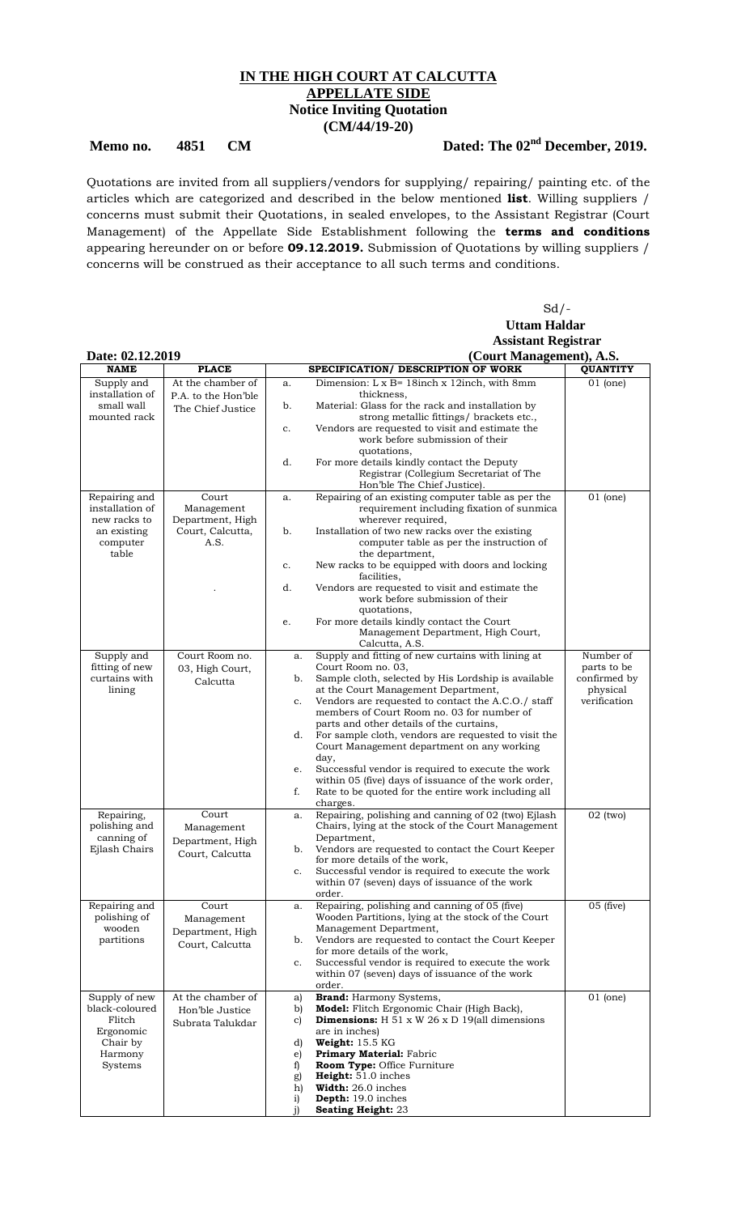# IN THE HIGH COURT AT CALCUTTA
## APPELLATE SIDE
### Notice Inviting Quotation
### (CM/44/19-20)

**Memo no. 4851 CM** **Dated: The 02nd December, 2019.**

Quotations are invited from all suppliers/vendors for supplying/ repairing/ painting etc. of the articles which are categorized and described in the below mentioned **list**. Willing suppliers / concerns must submit their Quotations, in sealed envelopes, to the Assistant Registrar (Court Management) of the Appellate Side Establishment following the **terms and conditions** appearing hereunder on or before **09.12.2019.** Submission of Quotations by willing suppliers / concerns will be construed as their acceptance to all such terms and conditions.

Sd/-
**Uttam Haldar**
**Assistant Registrar**
**(Court Management), A.S.**

**Date: 02.12.2019**

| NAME | PLACE | SPECIFICATION/ DESCRIPTION OF WORK | QUANTITY |
|---|---|---|---|
| Supply and installation of small wall mounted rack | At the chamber of P.A. to the Hon'ble The Chief Justice | a. Dimension: L x B= 18inch x 12inch, with 8mm thickness,<br>b. Material: Glass for the rack and installation by strong metallic fittings/ brackets etc.,<br>c. Vendors are requested to visit and estimate the work before submission of their quotations,<br>d. For more details kindly contact the Deputy Registrar (Collegium Secretariat of The Hon'ble The Chief Justice). | 01 (one) |
| Repairing and installation of new racks to an existing computer table | Court Management Department, High Court, Calcutta, A.S. | a. Repairing of an existing computer table as per the requirement including fixation of sunmica wherever required,<br>b. Installation of two new racks over the existing computer table as per the instruction of the department,<br>c. New racks to be equipped with doors and locking facilities,<br>d. Vendors are requested to visit and estimate the work before submission of their quotations,<br>e. For more details kindly contact the Court Management Department, High Court, Calcutta, A.S. | 01 (one) |
| Supply and fitting of new curtains with lining | Court Room no. 03, High Court, Calcutta | a. Supply and fitting of new curtains with lining at Court Room no. 03,<br>b. Sample cloth, selected by His Lordship is available at the Court Management Department,<br>c. Vendors are requested to contact the A.C.O./ staff members of Court Room no. 03 for number of parts and other details of the curtains,<br>d. For sample cloth, vendors are requested to visit the Court Management department on any working day,<br>e. Successful vendor is required to execute the work within 05 (five) days of issuance of the work order,<br>f. Rate to be quoted for the entire work including all charges. | Number of parts to be confirmed by physical verification |
| Repairing, polishing and canning of Ejlash Chairs | Court Management Department, High Court, Calcutta | a. Repairing, polishing and canning of 02 (two) Ejlash Chairs, lying at the stock of the Court Management Department,<br>b. Vendors are requested to contact the Court Keeper for more details of the work,<br>c. Successful vendor is required to execute the work within 07 (seven) days of issuance of the work order. | 02 (two) |
| Repairing and polishing of wooden partitions | Court Management Department, High Court, Calcutta | a. Repairing, polishing and canning of 05 (five) Wooden Partitions, lying at the stock of the Court Management Department,<br>b. Vendors are requested to contact the Court Keeper for more details of the work,<br>c. Successful vendor is required to execute the work within 07 (seven) days of issuance of the work order. | 05 (five) |
| Supply of new black-coloured Flitch Ergonomic Chair by Harmony Systems | At the chamber of Hon'ble Justice Subrata Talukdar | a) **Brand:** Harmony Systems,<br>b) **Model:** Flitch Ergonomic Chair (High Back),<br>c) **Dimensions:** H 51 x W 26 x D 19(all dimensions are in inches)<br>d) **Weight:** 15.5 KG<br>e) **Primary Material:** Fabric<br>f) **Room Type:** Office Furniture<br>g) **Height:** 51.0 inches<br>h) **Width:** 26.0 inches<br>i) **Depth:** 19.0 inches<br>j) **Seating Height:** 23 | 01 (one) |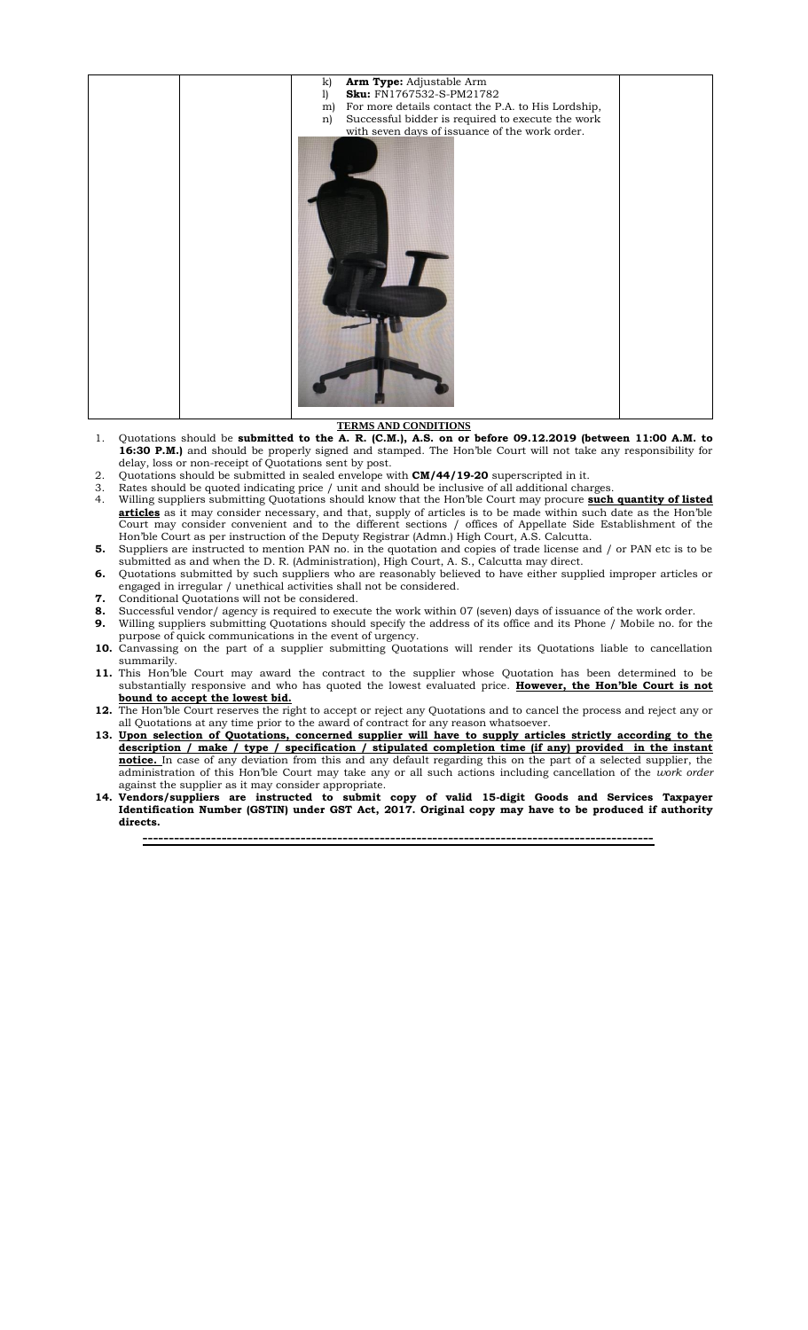| | | | |
|---|---|---|---|
| | | k) **Arm Type:** Adjustable Arm<br>l) **Sku:** FN1767532-S-PM21782<br>m) For more details contact the P.A. to His Lordship,<br>n) Successful bidder is required to execute the work with seven days of issuance of the work order. | |

**TERMS AND CONDITIONS**

1. Quotations should be **submitted to the A. R. (C.M.), A.S. on or before 09.12.2019 (between 11:00 A.M. to 16:30 P.M.)** and should be properly signed and stamped. The Hon'ble Court will not take any responsibility for delay, loss or non-receipt of Quotations sent by post.
2. Quotations should be submitted in sealed envelope with **CM/44/19-20** superscripted in it.
3. Rates should be quoted indicating price / unit and should be inclusive of all additional charges.
4. Willing suppliers submitting Quotations should know that the Hon'ble Court may procure **such quantity of listed articles** as it may consider necessary, and that, supply of articles is to be made within such date as the Hon'ble Court may consider convenient and to the different sections / offices of Appellate Side Establishment of the Hon'ble Court as per instruction of the Deputy Registrar (Admn.) High Court, A.S. Calcutta.
5. Suppliers are instructed to mention PAN no. in the quotation and copies of trade license and / or PAN etc is to be submitted as and when the D. R. (Administration), High Court, A. S., Calcutta may direct.
6. Quotations submitted by such suppliers who are reasonably believed to have either supplied improper articles or engaged in irregular / unethical activities shall not be considered.
7. Conditional Quotations will not be considered.
8. Successful vendor/ agency is required to execute the work within 07 (seven) days of issuance of the work order.
9. Willing suppliers submitting Quotations should specify the address of its office and its Phone / Mobile no. for the purpose of quick communications in the event of urgency.
10. Canvassing on the part of a supplier submitting Quotations will render its Quotations liable to cancellation summarily.
11. This Hon'ble Court may award the contract to the supplier whose Quotation has been determined to be substantially responsive and who has quoted the lowest evaluated price. **However, the Hon'ble Court is not bound to accept the lowest bid.**
12. The Hon'ble Court reserves the right to accept or reject any Quotations and to cancel the process and reject any or all Quotations at any time prior to the award of contract for any reason whatsoever.
13. **Upon selection of Quotations, concerned supplier will have to supply articles strictly according to the description / make / type / specification / stipulated completion time (if any) provided in the instant notice.** In case of any deviation from this and any default regarding this on the part of a selected supplier, the administration of this Hon'ble Court may take any or all such actions including cancellation of the *work order* against the supplier as it may consider appropriate.
14. **Vendors/suppliers are instructed to submit copy of valid 15-digit Goods and Services Taxpayer Identification Number (GSTIN) under GST Act, 2017. Original copy may have to be produced if authority directs.**

---